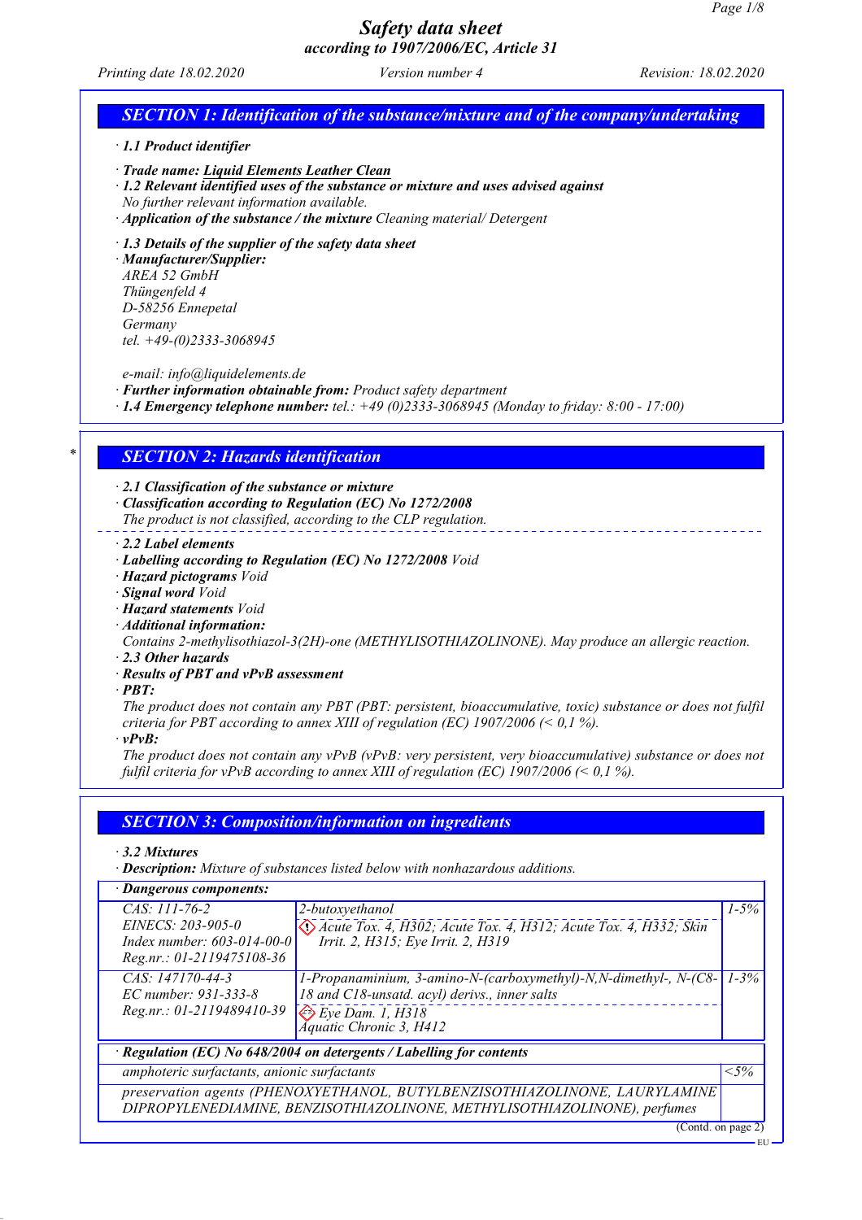# Safety data sheet

## according to 1907/2006/EC, Article 31

Printing date 18.02.2020 | Version number 4 | Revision: 18.02.2020

## SECTION 1: Identification of the substance/mixture and of the company/undertaking

· **1.1 Product identifier**

· **Trade name:** **Liquid Elements Leather Clean**

· **1.2 Relevant identified uses of the substance or mixture and uses advised against**
No further relevant information available.

· **Application of the substance / the mixture** Cleaning material/ Detergent

· **1.3 Details of the supplier of the safety data sheet**

· **Manufacturer/Supplier:**
AREA 52 GmbH
Thüngenfeld 4
D-58256 Ennepetal
Germany
tel. +49-(0)2333-3068945

e-mail: info@liquidelements.de

· **Further information obtainable from:** Product safety department

· **1.4 Emergency telephone number:** tel.: +49 (0)2333-3068945 (Monday to friday: 8:00 - 17:00)

## * SECTION 2: Hazards identification

· **2.1 Classification of the substance or mixture**

· **Classification according to Regulation (EC) No 1272/2008**
The product is not classified, according to the CLP regulation.

· **2.2 Label elements**

· **Labelling according to Regulation (EC) No 1272/2008** Void

· **Hazard pictograms** Void

· **Signal word** Void

· **Hazard statements** Void

· **Additional information:**
Contains 2-methylisothiazol-3(2H)-one (METHYLISOTHIAZOLINONE). May produce an allergic reaction.

· **2.3 Other hazards**

· **Results of PBT and vPvB assessment**

· **PBT:**
The product does not contain any PBT (PBT: persistent, bioaccumulative, toxic) substance or does not fulfil criteria for PBT according to annex XIII of regulation (EC) 1907/2006 (< 0,1 %).

· **vPvB:**
The product does not contain any vPvB (vPvB: very persistent, very bioaccumulative) substance or does not fulfil criteria for vPvB according to annex XIII of regulation (EC) 1907/2006 (< 0,1 %).

## SECTION 3: Composition/information on ingredients

· **3.2 Mixtures**

· **Description:** Mixture of substances listed below with nonhazardous additions.

· **Dangerous components:**

| | | |
|---|---|---|
| CAS: 111-76-2<br>EINECS: 203-905-0<br>Index number: 603-014-00-0<br>Reg.nr.: 01-2119475108-36 | 2-butoxyethanol<br>Acute Tox. 4, H302; Acute Tox. 4, H312; Acute Tox. 4, H332; Skin Irrit. 2, H315; Eye Irrit. 2, H319 | 1-5% |
| CAS: 147170-44-3<br>EC number: 931-333-8<br>Reg.nr.: 01-2119489410-39 | 1-Propanaminium, 3-amino-N-(carboxymethyl)-N,N-dimethyl-, N-(C8-18 and C18-unsatd. acyl) derivs., inner salts<br>Eye Dam. 1, H318<br>Aquatic Chronic 3, H412 | 1-3% |

· **Regulation (EC) No 648/2004 on detergents / Labelling for contents**

| | |
|---|---|
| amphoteric surfactants, anionic surfactants | <5% |
| preservation agents (PHENOXYETHANOL, BUTYLBENZISOTHIAZOLINONE, LAURYLAMINE DIPROPYLENEDIAMINE, BENZISOTHIAZOLINONE, METHYLISOTHIAZOLINONE), perfumes | |

(Contd. on page 2)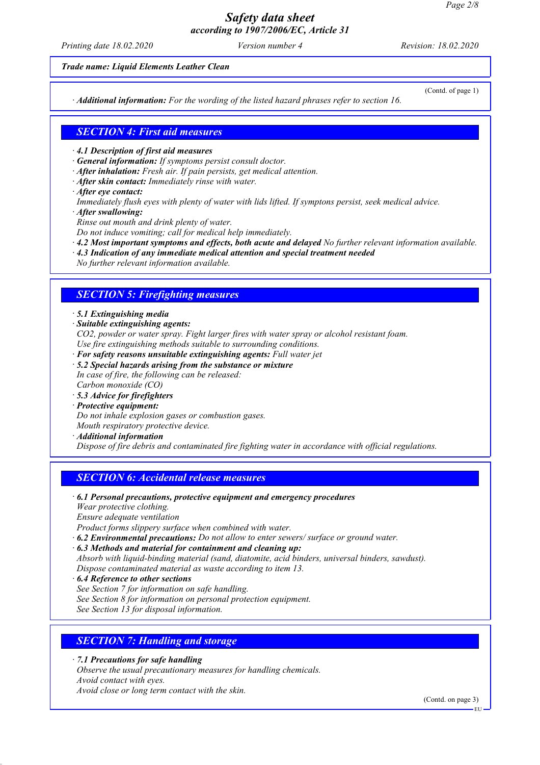*Trade name: Liquid Elements Leather Clean*

(Contd. of page 1)

· **Additional information:** *For the wording of the listed hazard phrases refer to section 16.*

## SECTION 4: First aid measures

· **4.1 Description of first aid measures**
· **General information:** *If symptoms persist consult doctor.*
· **After inhalation:** *Fresh air. If pain persists, get medical attention.*
· **After skin contact:** *Immediately rinse with water.*
· **After eye contact:**
*Immediately flush eyes with plenty of water with lids lifted. If symptons persist, seek medical advice.*
· **After swallowing:**
*Rinse out mouth and drink plenty of water.*
*Do not induce vomiting; call for medical help immediately.*
· **4.2 Most important symptoms and effects, both acute and delayed** *No further relevant information available.*
· **4.3 Indication of any immediate medical attention and special treatment needed**
*No further relevant information available.*

## SECTION 5: Firefighting measures

· **5.1 Extinguishing media**
· **Suitable extinguishing agents:**
*CO2, powder or water spray. Fight larger fires with water spray or alcohol resistant foam.*
*Use fire extinguishing methods suitable to surrounding conditions.*
· **For safety reasons unsuitable extinguishing agents:** *Full water jet*
· **5.2 Special hazards arising from the substance or mixture**
*In case of fire, the following can be released:*
*Carbon monoxide (CO)*
· **5.3 Advice for firefighters**
· **Protective equipment:**
*Do not inhale explosion gases or combustion gases.*
*Mouth respiratory protective device.*
· **Additional information**
*Dispose of fire debris and contaminated fire fighting water in accordance with official regulations.*

## SECTION 6: Accidental release measures

· **6.1 Personal precautions, protective equipment and emergency procedures**
*Wear protective clothing.*
*Ensure adequate ventilation*
*Product forms slippery surface when combined with water.*
· **6.2 Environmental precautions:** *Do not allow to enter sewers/ surface or ground water.*
· **6.3 Methods and material for containment and cleaning up:**
*Absorb with liquid-binding material (sand, diatomite, acid binders, universal binders, sawdust).*
*Dispose contaminated material as waste according to item 13.*
· **6.4 Reference to other sections**
*See Section 7 for information on safe handling.*
*See Section 8 for information on personal protection equipment.*
*See Section 13 for disposal information.*

## SECTION 7: Handling and storage

· **7.1 Precautions for safe handling**
*Observe the usual precautionary measures for handling chemicals.*
*Avoid contact with eyes.*
*Avoid close or long term contact with the skin.*

(Contd. on page 3)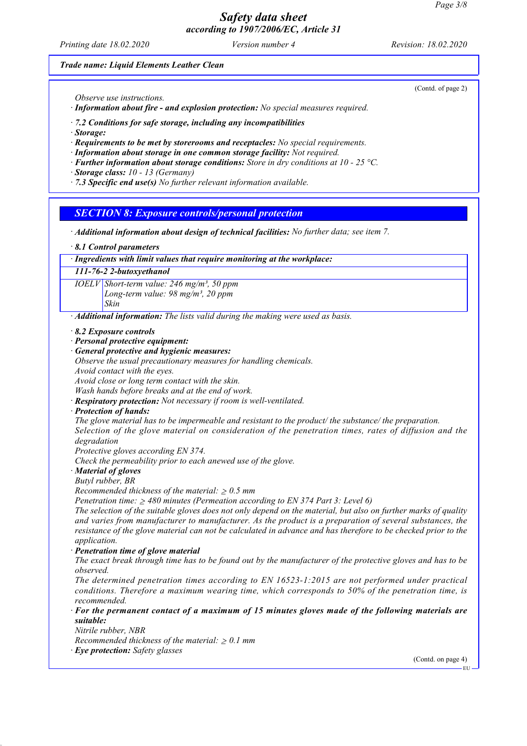*Trade name: Liquid Elements Leather Clean*

(Contd. of page 2)

*Observe use instructions.*

· ***Information about fire - and explosion protection:*** *No special measures required.*

· ***7.2 Conditions for safe storage, including any incompatibilities***

· ***Storage:***

· ***Requirements to be met by storerooms and receptacles:*** *No special requirements.*

· ***Information about storage in one common storage facility:*** *Not required.*

· ***Further information about storage conditions:*** *Store in dry conditions at 10 - 25 °C.*

· ***Storage class:*** *10 - 13 (Germany)*

· ***7.3 Specific end use(s)*** *No further relevant information available.*

## *SECTION 8: Exposure controls/personal protection*

· ***Additional information about design of technical facilities:*** *No further data; see item 7.*

· ***8.1 Control parameters***

| · Ingredients with limit values that require monitoring at the workplace: | |
|---|---|
| **111-76-2 2-butoxyethanol** | |
| IOELV | Short-term value: 246 mg/m³, 50 ppm<br>Long-term value: 98 mg/m³, 20 ppm<br>Skin |

· ***Additional information:*** *The lists valid during the making were used as basis.*

· ***8.2 Exposure controls***

· ***Personal protective equipment:***

· ***General protective and hygienic measures:***

*Observe the usual precautionary measures for handling chemicals.*
*Avoid contact with the eyes.*
*Avoid close or long term contact with the skin.*
*Wash hands before breaks and at the end of work.*

· ***Respiratory protection:*** *Not necessary if room is well-ventilated.*

· ***Protection of hands:***

*The glove material has to be impermeable and resistant to the product/ the substance/ the preparation.*
*Selection of the glove material on consideration of the penetration times, rates of diffusion and the degradation*
*Protective gloves according EN 374.*
*Check the permeability prior to each anewed use of the glove.*

· ***Material of gloves***

*Butyl rubber, BR*
*Recommended thickness of the material: ≥ 0.5 mm*
*Penetration time: ≥ 480 minutes (Permeation according to EN 374 Part 3: Level 6)*
*The selection of the suitable gloves does not only depend on the material, but also on further marks of quality and varies from manufacturer to manufacturer. As the product is a preparation of several substances, the resistance of the glove material can not be calculated in advance and has therefore to be checked prior to the application.*

· ***Penetration time of glove material***

*The exact break through time has to be found out by the manufacturer of the protective gloves and has to be observed.*
*The determined penetration times according to EN 16523-1:2015 are not performed under practical conditions. Therefore a maximum wearing time, which corresponds to 50% of the penetration time, is recommended.*

· ***For the permanent contact of a maximum of 15 minutes gloves made of the following materials are suitable:***

*Nitrile rubber, NBR*
*Recommended thickness of the material: ≥ 0.1 mm*

· ***Eye protection:*** *Safety glasses*

(Contd. on page 4)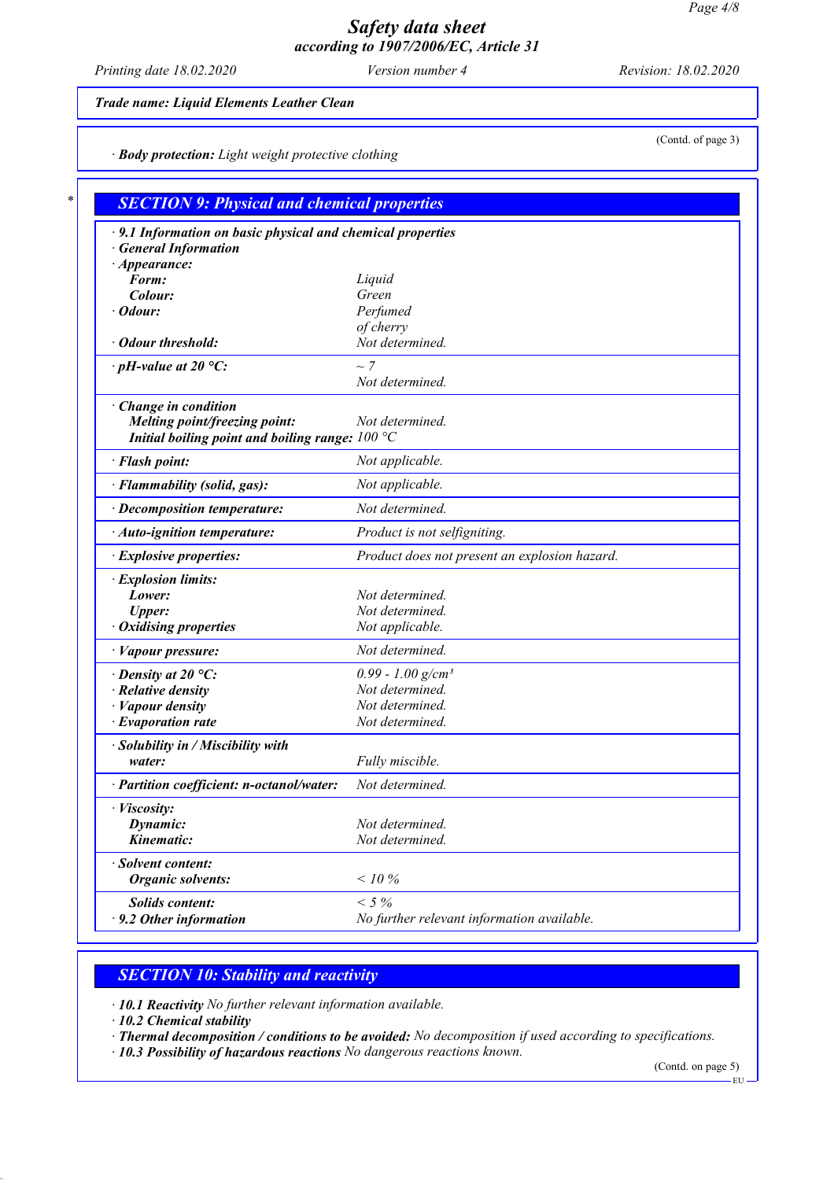**Trade name: Liquid Elements Leather Clean**

(Contd. of page 3)

· **Body protection:** *Light weight protective clothing*

## SECTION 9: Physical and chemical properties

| Property | Value |
|---|---|
| · **9.1 Information on basic physical and chemical properties** | |
| · **General Information** | |
| · **Appearance:** | |
| **Form:** | Liquid |
| **Colour:** | Green |
| · **Odour:** | Perfumed of cherry |
| · **Odour threshold:** | Not determined. |
| · **pH-value at 20 °C:** | ~ 7 Not determined. |
| · **Change in condition** | |
| **Melting point/freezing point:** | Not determined. |
| **Initial boiling point and boiling range:** | 100 °C |
| · **Flash point:** | Not applicable. |
| · **Flammability (solid, gas):** | Not applicable. |
| · **Decomposition temperature:** | Not determined. |
| · **Auto-ignition temperature:** | Product is not selfigniting. |
| · **Explosive properties:** | Product does not present an explosion hazard. |
| · **Explosion limits:** | |
| **Lower:** | Not determined. |
| **Upper:** | Not determined. |
| · **Oxidising properties** | Not applicable. |
| · **Vapour pressure:** | Not determined. |
| · **Density at 20 °C:** | 0.99 - 1.00 g/cm³ |
| · **Relative density** | Not determined. |
| · **Vapour density** | Not determined. |
| · **Evaporation rate** | Not determined. |
| · **Solubility in / Miscibility with** | |
| **water:** | Fully miscible. |
| · **Partition coefficient: n-octanol/water:** | Not determined. |
| · **Viscosity:** | |
| **Dynamic:** | Not determined. |
| **Kinematic:** | Not determined. |
| · **Solvent content:** | |
| **Organic solvents:** | < 10 % |
| **Solids content:** | < 5 % |
| · **9.2 Other information** | No further relevant information available. |

## SECTION 10: Stability and reactivity

· **10.1 Reactivity** *No further relevant information available.*
· **10.2 Chemical stability**
· **Thermal decomposition / conditions to be avoided:** *No decomposition if used according to specifications.*
· **10.3 Possibility of hazardous reactions** *No dangerous reactions known.*

(Contd. on page 5)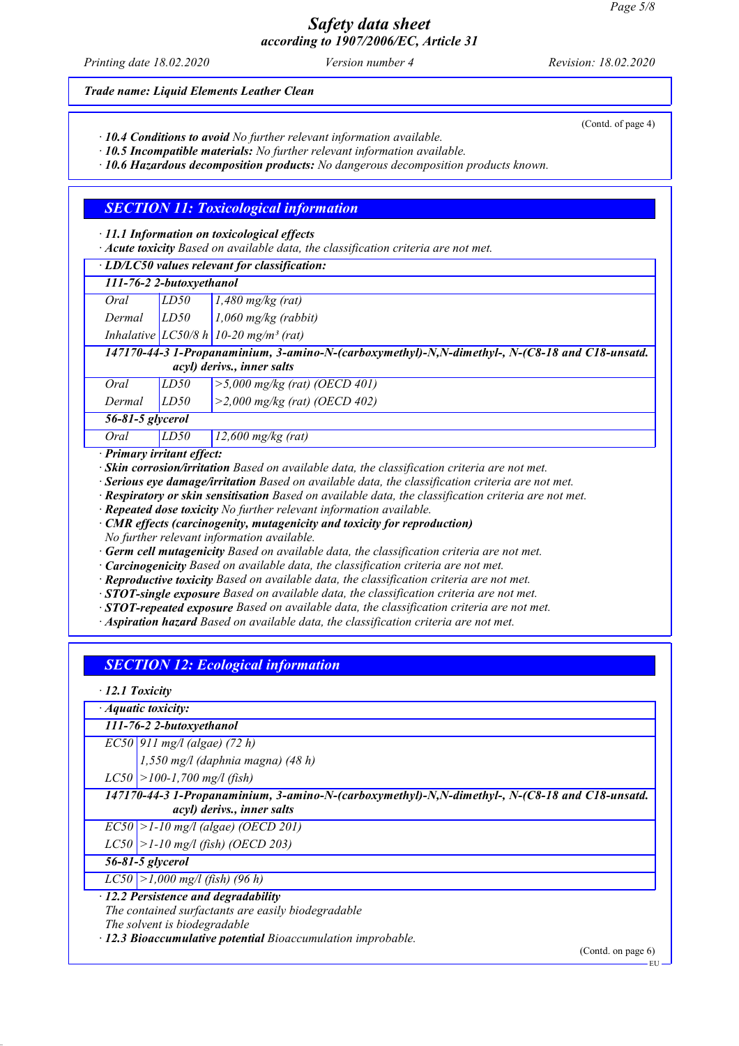(Contd. of page 4)

· **10.4 Conditions to avoid** No further relevant information available.
· **10.5 Incompatible materials:** No further relevant information available.
· **10.6 Hazardous decomposition products:** No dangerous decomposition products known.

## SECTION 11: Toxicological information

· **11.1 Information on toxicological effects**
· **Acute toxicity** Based on available data, the classification criteria are not met.

| · LD/LC50 values relevant for classification: | | |
|---|---|---|
| **111-76-2 2-butoxyethanol** | | |
| Oral | LD50 | 1,480 mg/kg (rat) |
| Dermal | LD50 | 1,060 mg/kg (rabbit) |
| Inhalative | LC50/8 h | 10-20 mg/m³ (rat) |
| **147170-44-3 1-Propanaminium, 3-amino-N-(carboxymethyl)-N,N-dimethyl-, N-(C8-18 and C18-unsatd. acyl) derivs., inner salts** | | |
| Oral | LD50 | >5,000 mg/kg (rat) (OECD 401) |
| Dermal | LD50 | >2,000 mg/kg (rat) (OECD 402) |
| **56-81-5 glycerol** | | |
| Oral | LD50 | 12,600 mg/kg (rat) |

· **Primary irritant effect:**
· **Skin corrosion/irritation** Based on available data, the classification criteria are not met.
· **Serious eye damage/irritation** Based on available data, the classification criteria are not met.
· **Respiratory or skin sensitisation** Based on available data, the classification criteria are not met.
· **Repeated dose toxicity** No further relevant information available.
· **CMR effects (carcinogenity, mutagenicity and toxicity for reproduction)**
No further relevant information available.
· **Germ cell mutagenicity** Based on available data, the classification criteria are not met.
· **Carcinogenicity** Based on available data, the classification criteria are not met.
· **Reproductive toxicity** Based on available data, the classification criteria are not met.
· **STOT-single exposure** Based on available data, the classification criteria are not met.
· **STOT-repeated exposure** Based on available data, the classification criteria are not met.
· **Aspiration hazard** Based on available data, the classification criteria are not met.

## SECTION 12: Ecological information

· **12.1 Toxicity**

| · Aquatic toxicity: | |
|---|---|
| **111-76-2 2-butoxyethanol** | |
| EC50 | 911 mg/l (algae) (72 h) |
| | 1,550 mg/l (daphnia magna) (48 h) |
| LC50 | >100-1,700 mg/l (fish) |
| **147170-44-3 1-Propanaminium, 3-amino-N-(carboxymethyl)-N,N-dimethyl-, N-(C8-18 and C18-unsatd. acyl) derivs., inner salts** | |
| EC50 | >1-10 mg/l (algae) (OECD 201) |
| LC50 | >1-10 mg/l (fish) (OECD 203) |
| **56-81-5 glycerol** | |
| LC50 | >1,000 mg/l (fish) (96 h) |

· **12.2 Persistence and degradability**
The contained surfactants are easily biodegradable
The solvent is biodegradable
· **12.3 Bioaccumulative potential** Bioaccumulation improbable.

(Contd. on page 6)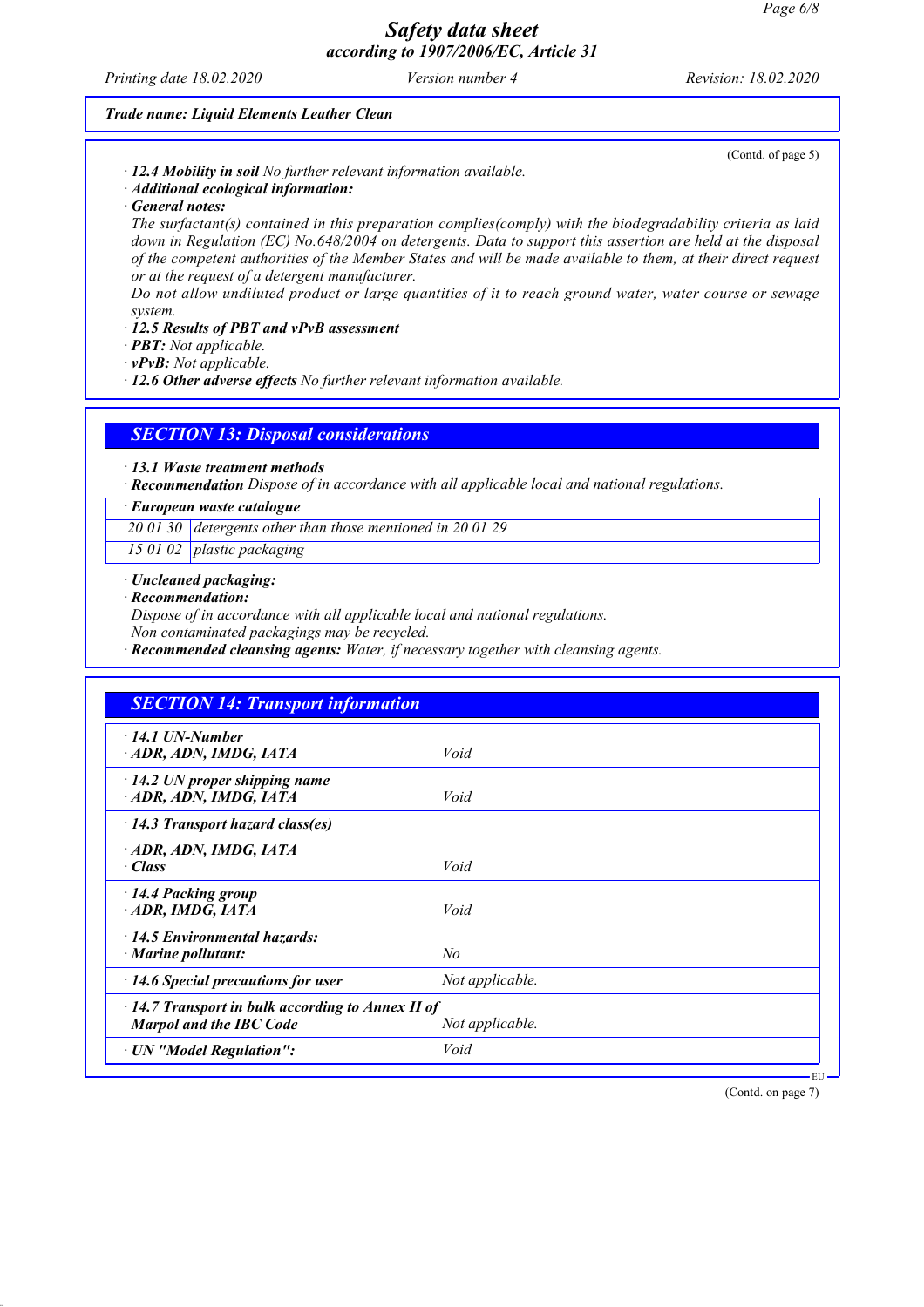Trade name: Liquid Elements Leather Clean

(Contd. of page 5)

· **12.4 Mobility in soil** No further relevant information available.
· **Additional ecological information:**
· **General notes:**
The surfactant(s) contained in this preparation complies(comply) with the biodegradability criteria as laid down in Regulation (EC) No.648/2004 on detergents. Data to support this assertion are held at the disposal of the competent authorities of the Member States and will be made available to them, at their direct request or at the request of a detergent manufacturer.
Do not allow undiluted product or large quantities of it to reach ground water, water course or sewage system.
· **12.5 Results of PBT and vPvB assessment**
· **PBT:** Not applicable.
· **vPvB:** Not applicable.
· **12.6 Other adverse effects** No further relevant information available.

## SECTION 13: Disposal considerations

· **13.1 Waste treatment methods**
· **Recommendation** Dispose of in accordance with all applicable local and national regulations.

| · European waste catalogue | |
|---|---|
| 20 01 30 | detergents other than those mentioned in 20 01 29 |
| 15 01 02 | plastic packaging |

· **Uncleaned packaging:**
· **Recommendation:**
Dispose of in accordance with all applicable local and national regulations.
Non contaminated packagings may be recycled.
· **Recommended cleansing agents:** Water, if necessary together with cleansing agents.

## SECTION 14: Transport information

| | |
|---|---|
| · **14.1 UN-Number**<br>· **ADR, ADN, IMDG, IATA** | Void |
| · **14.2 UN proper shipping name**<br>· **ADR, ADN, IMDG, IATA** | Void |
| · **14.3 Transport hazard class(es)**<br>· **ADR, ADN, IMDG, IATA**<br>· **Class** | Void |
| · **14.4 Packing group**<br>· **ADR, IMDG, IATA** | Void |
| · **14.5 Environmental hazards:**<br>· **Marine pollutant:** | No |
| · **14.6 Special precautions for user** | Not applicable. |
| · **14.7 Transport in bulk according to Annex II of Marpol and the IBC Code** | Not applicable. |
| · **UN "Model Regulation":** | Void |

(Contd. on page 7)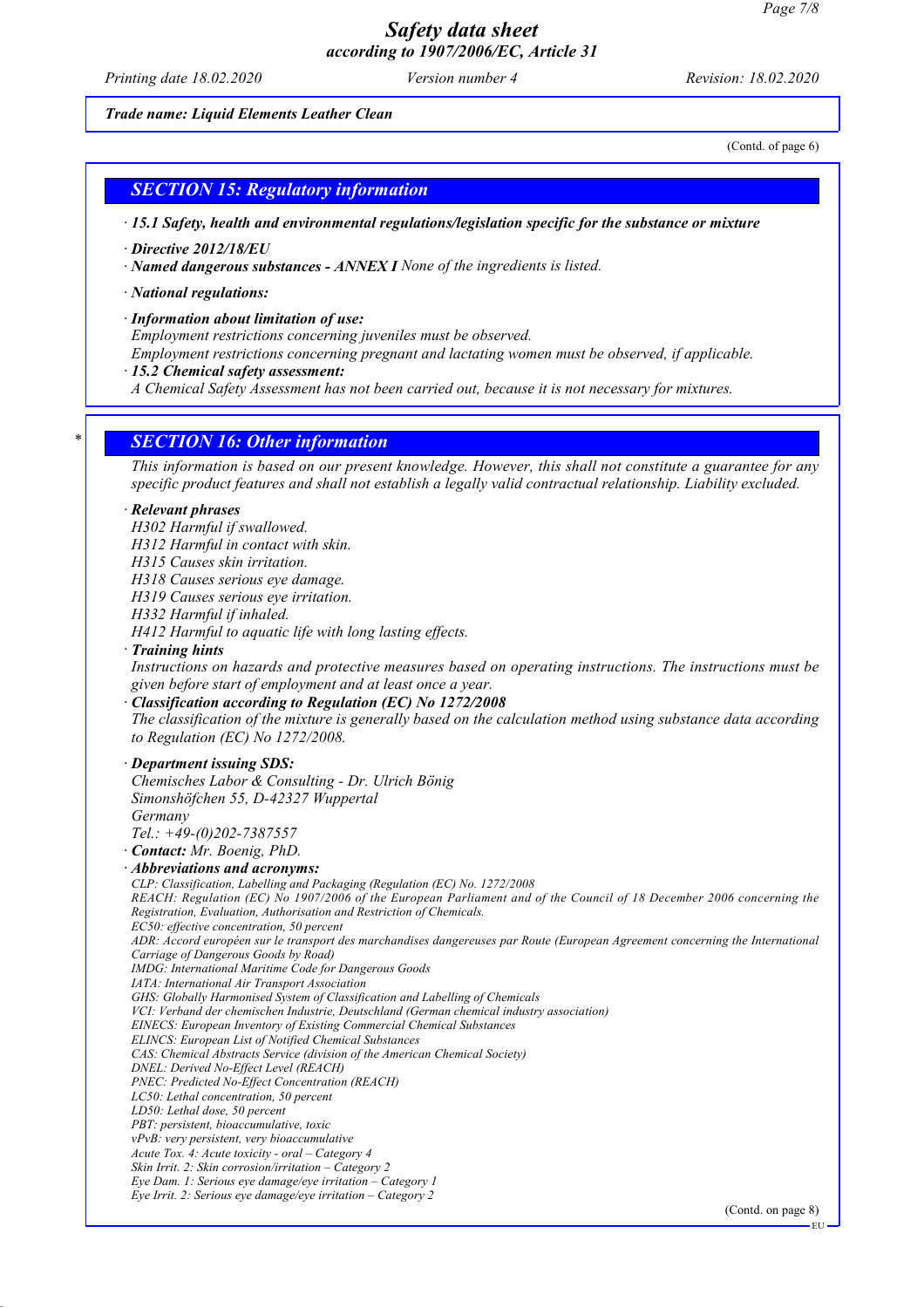*Trade name: Liquid Elements Leather Clean*

(Contd. of page 6)

## SECTION 15: Regulatory information

· ***15.1 Safety, health and environmental regulations/legislation specific for the substance or mixture***

· ***Directive 2012/18/EU***

· ***Named dangerous substances - ANNEX I*** *None of the ingredients is listed.*

· ***National regulations:***

· ***Information about limitation of use:***
*Employment restrictions concerning juveniles must be observed.*
*Employment restrictions concerning pregnant and lactating women must be observed, if applicable.*

· ***15.2 Chemical safety assessment:***
*A Chemical Safety Assessment has not been carried out, because it is not necessary for mixtures.*

\* 

## SECTION 16: Other information

*This information is based on our present knowledge. However, this shall not constitute a guarantee for any specific product features and shall not establish a legally valid contractual relationship. Liability excluded.*

· ***Relevant phrases***
*H302 Harmful if swallowed.*
*H312 Harmful in contact with skin.*
*H315 Causes skin irritation.*
*H318 Causes serious eye damage.*
*H319 Causes serious eye irritation.*
*H332 Harmful if inhaled.*
*H412 Harmful to aquatic life with long lasting effects.*

· ***Training hints***
*Instructions on hazards and protective measures based on operating instructions. The instructions must be given before start of employment and at least once a year.*

· ***Classification according to Regulation (EC) No 1272/2008***
*The classification of the mixture is generally based on the calculation method using substance data according to Regulation (EC) No 1272/2008.*

· ***Department issuing SDS:***
*Chemisches Labor & Consulting - Dr. Ulrich Bönig*
*Simonshöfchen 55, D-42327 Wuppertal*
*Germany*
*Tel.: +49-(0)202-7387557*

· ***Contact:*** *Mr. Boenig, PhD.*

· ***Abbreviations and acronyms:***
*CLP: Classification, Labelling and Packaging (Regulation (EC) No. 1272/2008*
*REACH: Regulation (EC) No 1907/2006 of the European Parliament and of the Council of 18 December 2006 concerning the Registration, Evaluation, Authorisation and Restriction of Chemicals.*
*EC50: effective concentration, 50 percent*
*ADR: Accord européen sur le transport des marchandises dangereuses par Route (European Agreement concerning the International Carriage of Dangerous Goods by Road)*
*IMDG: International Maritime Code for Dangerous Goods*
*IATA: International Air Transport Association*
*GHS: Globally Harmonised System of Classification and Labelling of Chemicals*
*VCI: Verband der chemischen Industrie, Deutschland (German chemical industry association)*
*EINECS: European Inventory of Existing Commercial Chemical Substances*
*ELINCS: European List of Notified Chemical Substances*
*CAS: Chemical Abstracts Service (division of the American Chemical Society)*
*DNEL: Derived No-Effect Level (REACH)*
*PNEC: Predicted No-Effect Concentration (REACH)*
*LC50: Lethal concentration, 50 percent*
*LD50: Lethal dose, 50 percent*
*PBT: persistent, bioaccumulative, toxic*
*vPvB: very persistent, very bioaccumulative*
*Acute Tox. 4: Acute toxicity - oral – Category 4*
*Skin Irrit. 2: Skin corrosion/irritation – Category 2*
*Eye Dam. 1: Serious eye damage/eye irritation – Category 1*
*Eye Irrit. 2: Serious eye damage/eye irritation – Category 2*

(Contd. on page 8)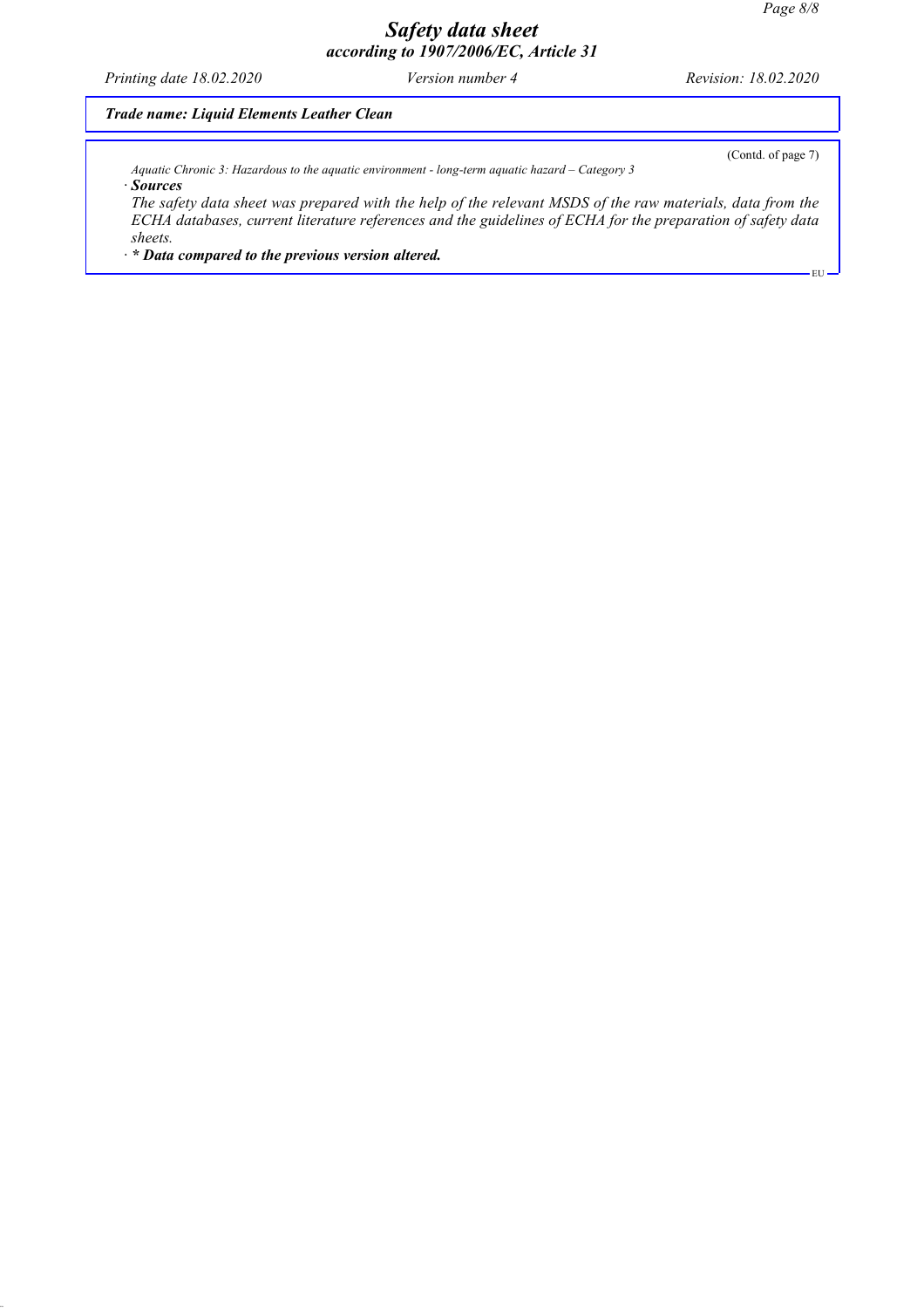(Contd. of page 7)

*Aquatic Chronic 3: Hazardous to the aquatic environment - long-term aquatic hazard – Category 3*

· ***Sources***

*The safety data sheet was prepared with the help of the relevant MSDS of the raw materials, data from the ECHA databases, current literature references and the guidelines of ECHA for the preparation of safety data sheets.*

· ***\* Data compared to the previous version altered.***